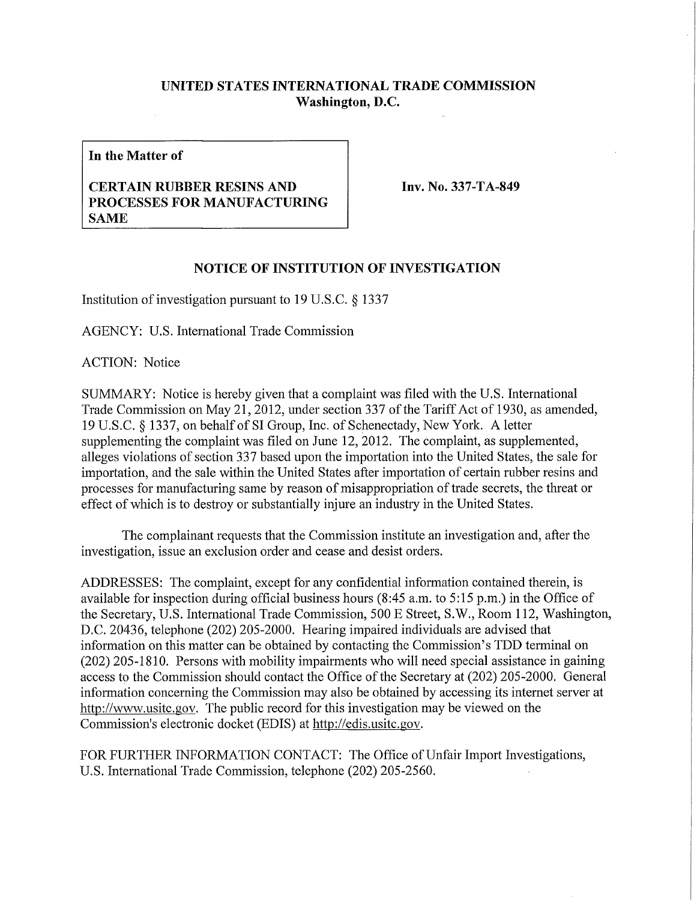**UNITED STATES INTERNATIONAL TRADE COMMISSION**
**Washington, D.C.**

| In the Matter of | |
|---|---|
| **CERTAIN RUBBER RESINS AND PROCESSES FOR MANUFACTURING SAME** | **Inv. No. 337-TA-849** |

## NOTICE OF INSTITUTION OF INVESTIGATION

Institution of investigation pursuant to 19 U.S.C. § 1337

AGENCY: U.S. International Trade Commission

ACTION: Notice

SUMMARY: Notice is hereby given that a complaint was filed with the U.S. International Trade Commission on May 21, 2012, under section 337 of the Tariff Act of 1930, as amended, 19 U.S.C. § 1337, on behalf of SI Group, Inc. of Schenectady, New York. A letter supplementing the complaint was filed on June 12, 2012. The complaint, as supplemented, alleges violations of section 337 based upon the importation into the United States, the sale for importation, and the sale within the United States after importation of certain rubber resins and processes for manufacturing same by reason of misappropriation of trade secrets, the threat or effect of which is to destroy or substantially injure an industry in the United States.

The complainant requests that the Commission institute an investigation and, after the investigation, issue an exclusion order and cease and desist orders.

ADDRESSES: The complaint, except for any confidential information contained therein, is available for inspection during official business hours (8:45 a.m. to 5:15 p.m.) in the Office of the Secretary, U.S. International Trade Commission, 500 E Street, S.W., Room 112, Washington, D.C. 20436, telephone (202) 205-2000. Hearing impaired individuals are advised that information on this matter can be obtained by contacting the Commission's TDD terminal on (202) 205-1810. Persons with mobility impairments who will need special assistance in gaining access to the Commission should contact the Office of the Secretary at (202) 205-2000. General information concerning the Commission may also be obtained by accessing its internet server at http://www.usitc.gov. The public record for this investigation may be viewed on the Commission's electronic docket (EDIS) at http://edis.usitc.gov.

FOR FURTHER INFORMATION CONTACT: The Office of Unfair Import Investigations, U.S. International Trade Commission, telephone (202) 205-2560.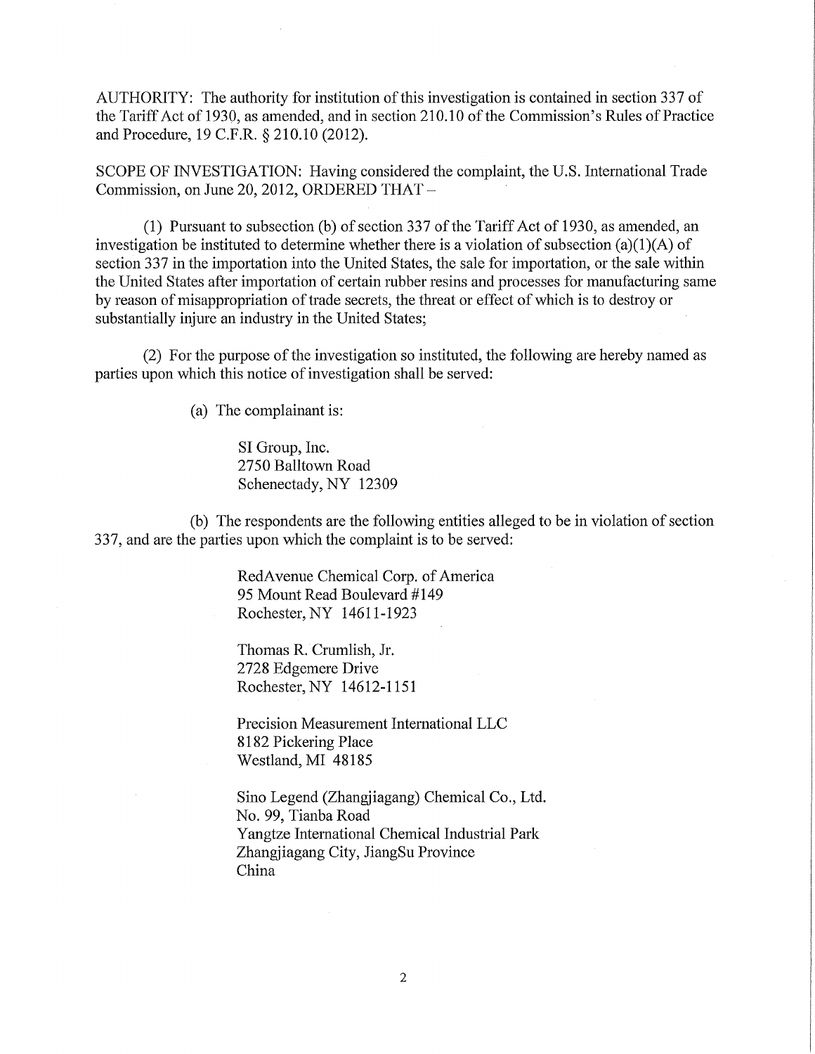AUTHORITY: The authority for institution of this investigation is contained in section 337 of the Tariff Act of 1930, as amended, and in section 210.10 of the Commission's Rules of Practice and Procedure, 19 C.F.R. § 210.10 (2012).

SCOPE OF INVESTIGATION: Having considered the complaint, the U.S. International Trade Commission, on June 20, 2012, ORDERED THAT –

(1) Pursuant to subsection (b) of section 337 of the Tariff Act of 1930, as amended, an investigation be instituted to determine whether there is a violation of subsection (a)(1)(A) of section 337 in the importation into the United States, the sale for importation, or the sale within the United States after importation of certain rubber resins and processes for manufacturing same by reason of misappropriation of trade secrets, the threat or effect of which is to destroy or substantially injure an industry in the United States;

(2) For the purpose of the investigation so instituted, the following are hereby named as parties upon which this notice of investigation shall be served:

(a) The complainant is:

SI Group, Inc.
2750 Balltown Road
Schenectady, NY 12309

(b) The respondents are the following entities alleged to be in violation of section 337, and are the parties upon which the complaint is to be served:

RedAvenue Chemical Corp. of America
95 Mount Read Boulevard #149
Rochester, NY 14611-1923

Thomas R. Crumlish, Jr.
2728 Edgemere Drive
Rochester, NY 14612-1151

Precision Measurement International LLC
8182 Pickering Place
Westland, MI 48185

Sino Legend (Zhangjiagang) Chemical Co., Ltd.
No. 99, Tianba Road
Yangtze International Chemical Industrial Park
Zhangjiagang City, JiangSu Province
China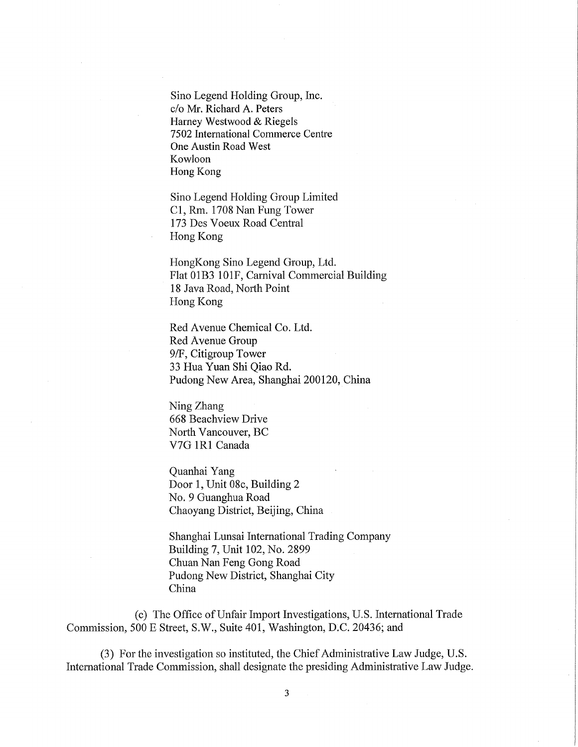Sino Legend Holding Group, Inc.
c/o Mr. Richard A. Peters
Harney Westwood & Riegels
7502 International Commerce Centre
One Austin Road West
Kowloon
Hong Kong

Sino Legend Holding Group Limited
C1, Rm. 1708 Nan Fung Tower
173 Des Voeux Road Central
Hong Kong

HongKong Sino Legend Group, Ltd.
Flat 01B3 101F, Carnival Commercial Building
18 Java Road, North Point
Hong Kong

Red Avenue Chemical Co. Ltd.
Red Avenue Group
9/F, Citigroup Tower
33 Hua Yuan Shi Qiao Rd.
Pudong New Area, Shanghai 200120, China

Ning Zhang
668 Beachview Drive
North Vancouver, BC
V7G 1R1 Canada

Quanhai Yang
Door 1, Unit 08c, Building 2
No. 9 Guanghua Road
Chaoyang District, Beijing, China

Shanghai Lunsai International Trading Company
Building 7, Unit 102, No. 2899
Chuan Nan Feng Gong Road
Pudong New District, Shanghai City
China

(c) The Office of Unfair Import Investigations, U.S. International Trade Commission, 500 E Street, S.W., Suite 401, Washington, D.C. 20436; and

(3) For the investigation so instituted, the Chief Administrative Law Judge, U.S. International Trade Commission, shall designate the presiding Administrative Law Judge.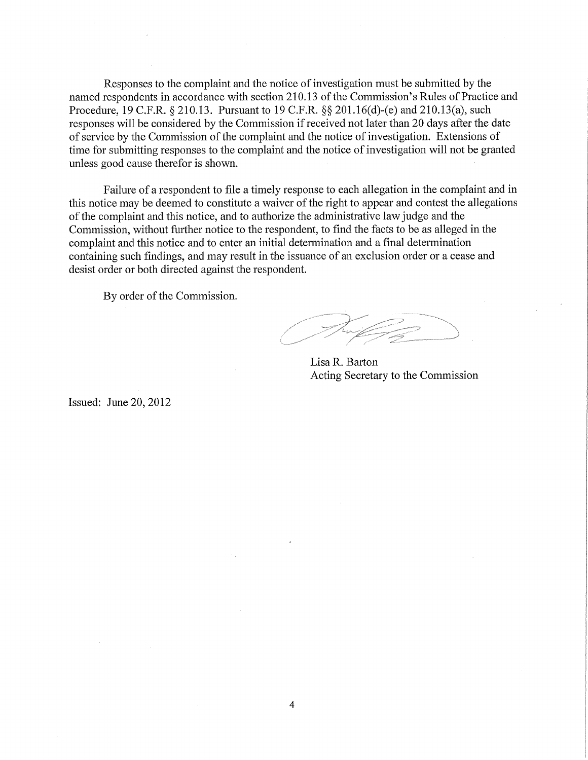Responses to the complaint and the notice of investigation must be submitted by the named respondents in accordance with section 210.13 of the Commission's Rules of Practice and Procedure, 19 C.F.R. § 210.13. Pursuant to 19 C.F.R. §§ 201.16(d)-(e) and 210.13(a), such responses will be considered by the Commission if received not later than 20 days after the date of service by the Commission of the complaint and the notice of investigation. Extensions of time for submitting responses to the complaint and the notice of investigation will not be granted unless good cause therefor is shown.

Failure of a respondent to file a timely response to each allegation in the complaint and in this notice may be deemed to constitute a waiver of the right to appear and contest the allegations of the complaint and this notice, and to authorize the administrative law judge and the Commission, without further notice to the respondent, to find the facts to be as alleged in the complaint and this notice and to enter an initial determination and a final determination containing such findings, and may result in the issuance of an exclusion order or a cease and desist order or both directed against the respondent.

By order of the Commission.

Lisa R. Barton
Acting Secretary to the Commission

Issued: June 20, 2012